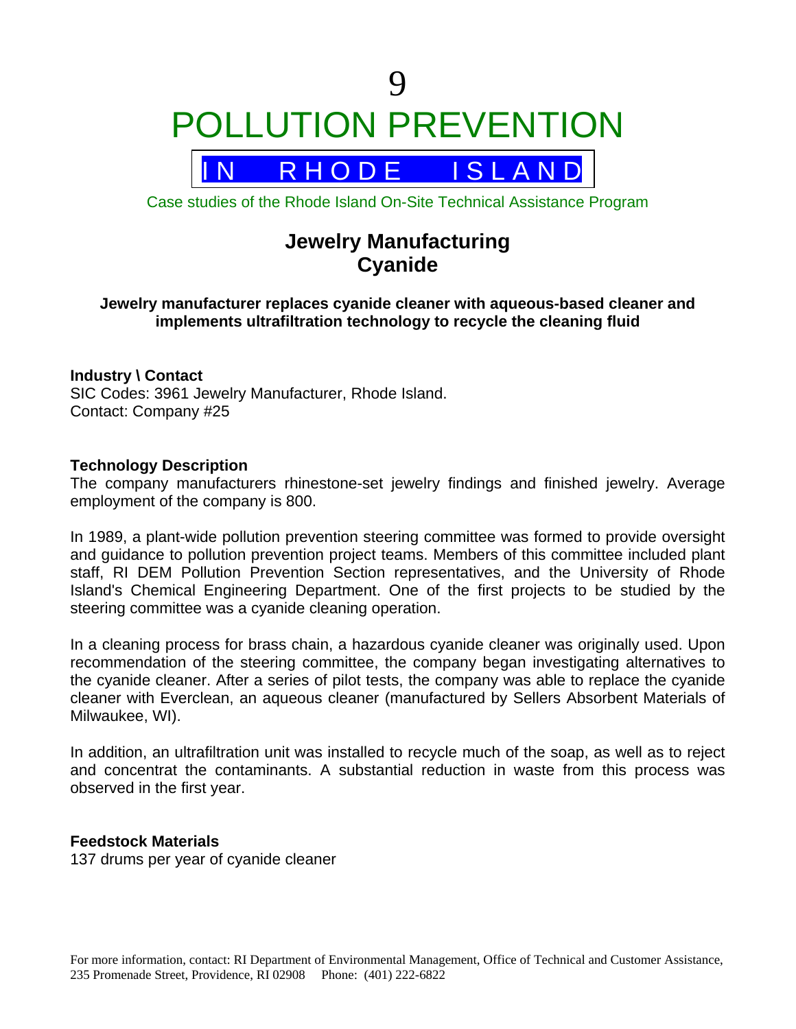9

# POLLUTION PREVENTION

IN RHODE ISLAND

Case studies of the Rhode Island On-Site Technical Assistance Program

## Jewelry Manufacturing
## Cyanide

**Jewelry manufacturer replaces cyanide cleaner with aqueous-based cleaner and implements ultrafiltration technology to recycle the cleaning fluid**

### Industry \ Contact

SIC Codes: 3961 Jewelry Manufacturer, Rhode Island.
Contact: Company #25

### Technology Description

The company manufacturers rhinestone-set jewelry findings and finished jewelry. Average employment of the company is 800.

In 1989, a plant-wide pollution prevention steering committee was formed to provide oversight and guidance to pollution prevention project teams. Members of this committee included plant staff, RI DEM Pollution Prevention Section representatives, and the University of Rhode Island's Chemical Engineering Department. One of the first projects to be studied by the steering committee was a cyanide cleaning operation.

In a cleaning process for brass chain, a hazardous cyanide cleaner was originally used. Upon recommendation of the steering committee, the company began investigating alternatives to the cyanide cleaner. After a series of pilot tests, the company was able to replace the cyanide cleaner with Everclean, an aqueous cleaner (manufactured by Sellers Absorbent Materials of Milwaukee, WI).

In addition, an ultrafiltration unit was installed to recycle much of the soap, as well as to reject and concentrat the contaminants. A substantial reduction in waste from this process was observed in the first year.

### Feedstock Materials

137 drums per year of cyanide cleaner

For more information, contact: RI Department of Environmental Management, Office of Technical and Customer Assistance, 235 Promenade Street, Providence, RI 02908 Phone: (401) 222-6822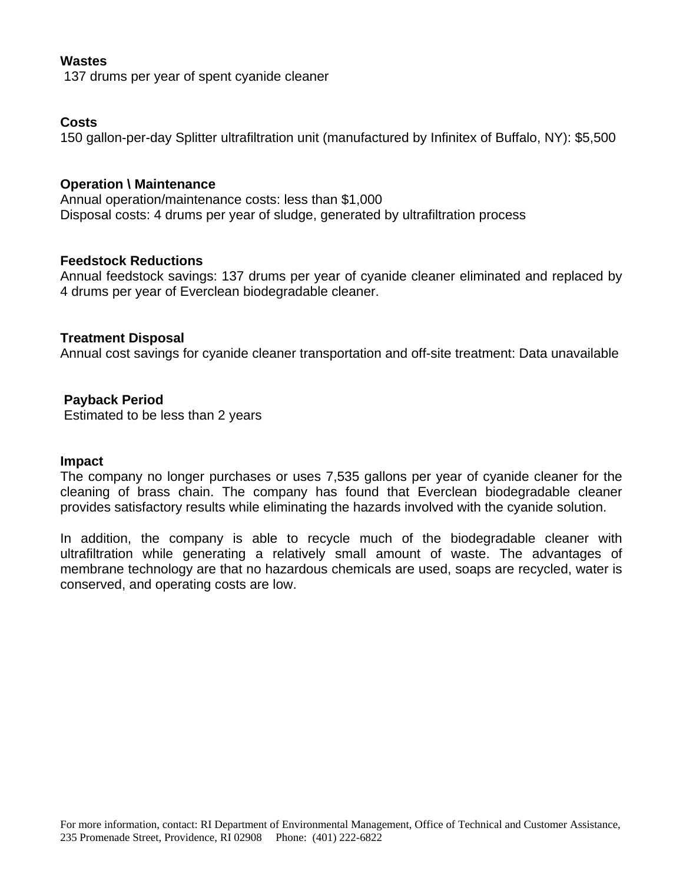**Wastes**
137 drums per year of spent cyanide cleaner

**Costs**
150 gallon-per-day Splitter ultrafiltration unit (manufactured by Infinitex of Buffalo, NY): $5,500

**Operation \ Maintenance**
Annual operation/maintenance costs: less than $1,000
Disposal costs: 4 drums per year of sludge, generated by ultrafiltration process

**Feedstock Reductions**
Annual feedstock savings: 137 drums per year of cyanide cleaner eliminated and replaced by 4 drums per year of Everclean biodegradable cleaner.

**Treatment Disposal**
Annual cost savings for cyanide cleaner transportation and off-site treatment: Data unavailable

**Payback Period**
Estimated to be less than 2 years

**Impact**
The company no longer purchases or uses 7,535 gallons per year of cyanide cleaner for the cleaning of brass chain. The company has found that Everclean biodegradable cleaner provides satisfactory results while eliminating the hazards involved with the cyanide solution.

In addition, the company is able to recycle much of the biodegradable cleaner with ultrafiltration while generating a relatively small amount of waste. The advantages of membrane technology are that no hazardous chemicals are used, soaps are recycled, water is conserved, and operating costs are low.

For more information, contact: RI Department of Environmental Management, Office of Technical and Customer Assistance, 235 Promenade Street, Providence, RI 02908 Phone: (401) 222-6822